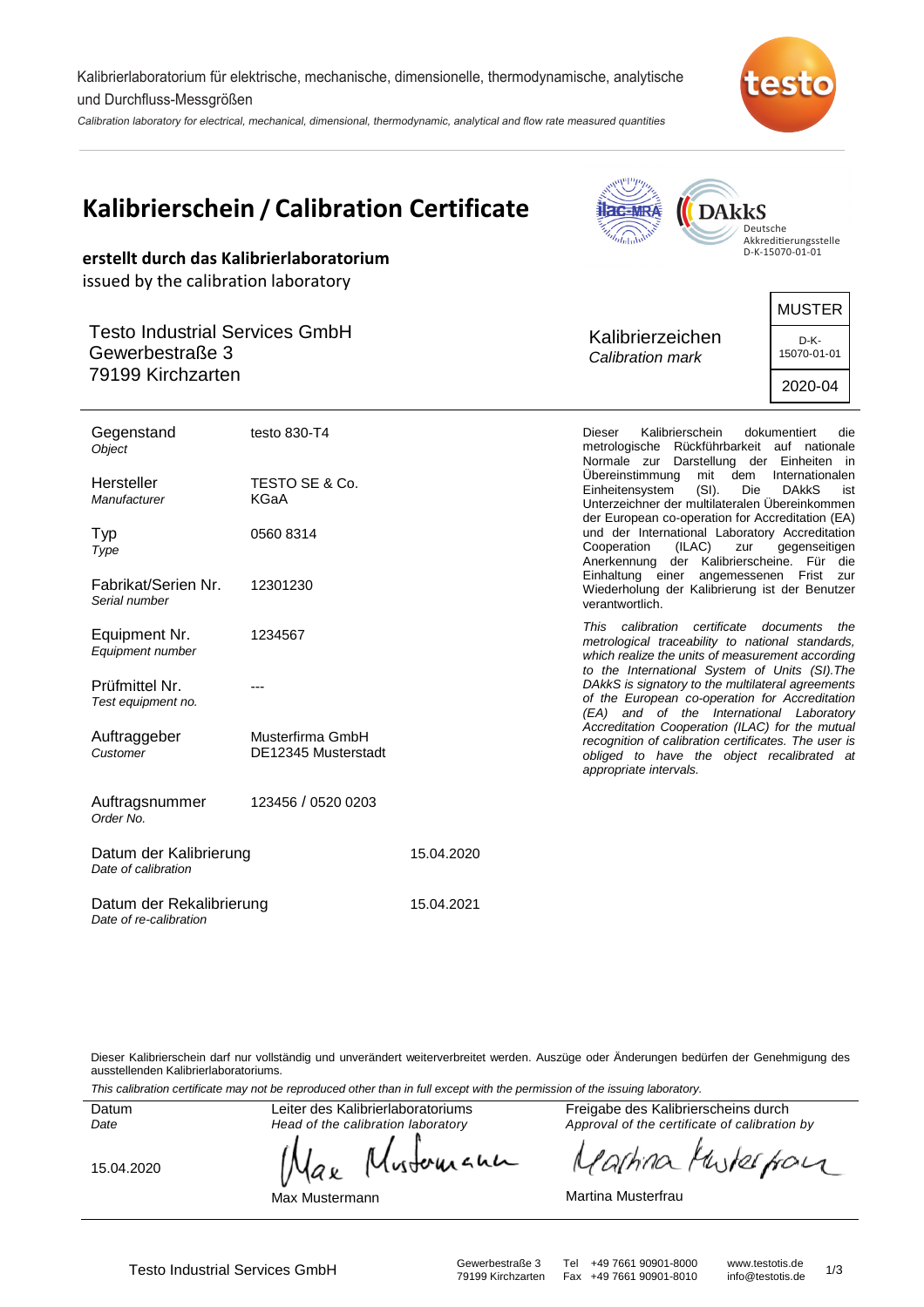Kalibrierlaboratorium für elektrische, mechanische, dimensionelle, thermodynamische, analytische und Durchfluss-Messgrößen

*Calibration laboratory for electrical, mechanical, dimensional, thermodynamic, analytical and flow rate measured quantities*

# Kalibrierschein / Calibration Certificate

**erstellt durch das Kalibrierlaboratorium**
issued by the calibration laboratory

DAkkS Deutsche Akkreditierungsstelle D-K-15070-01-01

Testo Industrial Services GmbH
Gewerbestraße 3
79199 Kirchzarten

| Kalibrierzeichen *Calibration mark* | MUSTER |
|---|---|
| | D-K-15070-01-01 |
| | 2020-04 |

| | |
|---|---|
| Gegenstand *Object* | testo 830-T4 |
| Hersteller *Manufacturer* | TESTO SE & Co. KGaA |
| Typ *Type* | 0560 8314 |
| Fabrikat/Serien Nr. *Serial number* | 12301230 |
| Equipment Nr. *Equipment number* | 1234567 |
| Prüfmittel Nr. *Test equipment no.* | --- |
| Auftraggeber *Customer* | Musterfirma GmbH DE12345 Musterstadt |
| Auftragsnummer *Order No.* | 123456 / 0520 0203 |
| Datum der Kalibrierung *Date of calibration* | 15.04.2020 |
| Datum der Rekalibrierung *Date of re-calibration* | 15.04.2021 |

Dieser Kalibrierschein dokumentiert die metrologische Rückführbarkeit auf nationale Normale zur Darstellung der Einheiten in Übereinstimmung mit dem Internationalen Einheitensystem (SI). Die DAkkS ist Unterzeichner der multilateralen Übereinkommen der European co-operation for Accreditation (EA) und der International Laboratory Accreditation Cooperation (ILAC) zur gegenseitigen Anerkennung der Kalibrierscheine. Für die Einhaltung einer angemessenen Frist zur Wiederholung der Kalibrierung ist der Benutzer verantwortlich.

*This calibration certificate documents the metrological traceability to national standards, which realize the units of measurement according to the International System of Units (SI).The DAkkS is signatory to the multilateral agreements of the European co-operation for Accreditation (EA) and of the International Laboratory Accreditation Cooperation (ILAC) for the mutual recognition of calibration certificates. The user is obliged to have the object recalibrated at appropriate intervals.*

Dieser Kalibrierschein darf nur vollständig und unverändert weiterverbreitet werden. Auszüge oder Änderungen bedürfen der Genehmigung des ausstellenden Kalibrierlaboratoriums.

*This calibration certificate may not be reproduced other than in full except with the permission of the issuing laboratory.*

| Datum *Date* | Leiter des Kalibrierlaboratoriums *Head of the calibration laboratory* | Freigabe des Kalibrierscheins durch *Approval of the certificate of calibration by* |
|---|---|---|
| 15.04.2020 | Max Mustermann | Martina Musterfrau |

Testo Industrial Services GmbH · Gewerbestraße 3, 79199 Kirchzarten · Tel +49 7661 90901-8000 · Fax +49 7661 90901-8010 · www.testotis.de · info@testotis.de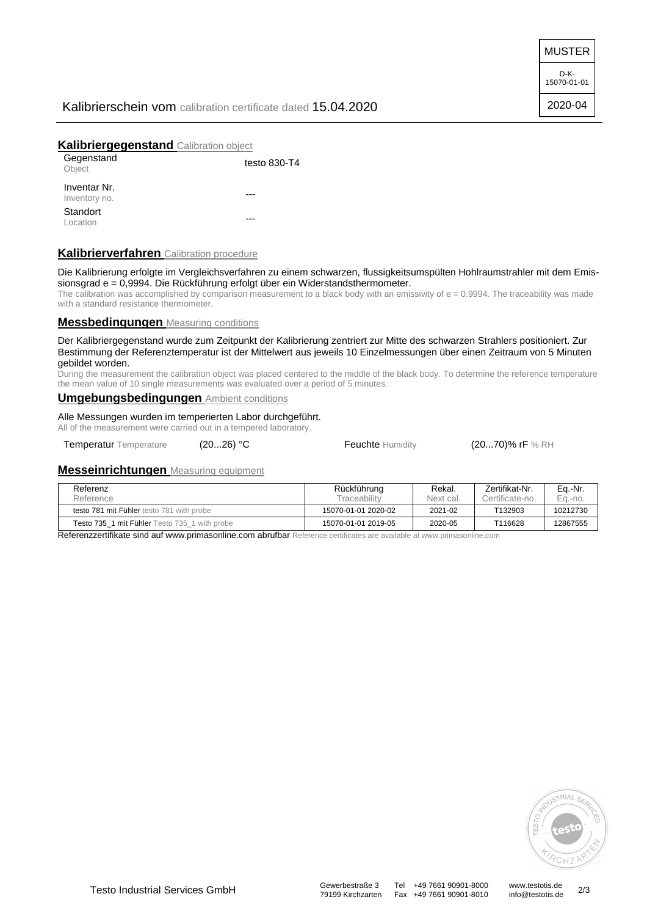MUSTER

D-K-15070-01-01

2020-04

Kalibrierschein vom calibration certificate dated 15.04.2020

## Kalibriergegenstand Calibration object

| | |
|---|---|
| Gegenstand Object | testo 830-T4 |
| Inventar Nr. Inventory no. | --- |
| Standort Location | --- |

## Kalibrierverfahren Calibration procedure

Die Kalibrierung erfolgte im Vergleichsverfahren zu einem schwarzen, flussigkeitsumspülten Hohlraumstrahler mit dem Emissionsgrad e = 0,9994. Die Rückführung erfolgt über ein Widerstandsthermometer.

The calibration was accomplished by comparison measurement to a black body with an emissivity of e = 0.9994. The traceability was made with a standard resistance thermometer.

## Messbedingungen Measuring conditions

Der Kalibriergegenstand wurde zum Zeitpunkt der Kalibrierung zentriert zur Mitte des schwarzen Strahlers positioniert. Zur Bestimmung der Referenztemperatur ist der Mittelwert aus jeweils 10 Einzelmessungen über einen Zeitraum von 5 Minuten gebildet worden.

During the measurement the calibration object was placed centered to the middle of the black body. To determine the reference temperature the mean value of 10 single measurements was evaluated over a period of 5 minutes.

## Umgebungsbedingungen Ambient conditions

Alle Messungen wurden im temperierten Labor durchgeführt.

All of the measurement were carried out in a tempered laboratory.

| | | | |
|---|---|---|---|
| Temperatur Temperature | (20...26) °C | Feuchte Humidity | (20...70)% rF % RH |

## Messeinrichtungen Measuring equipment

| Referenz Reference | Rückführung Traceability | Rekal. Next cal. | Zertifikat-Nr. Certificate-no. | Eq.-Nr. Eq.-no. |
|---|---|---|---|---|
| testo 781 mit Fühler testo 781 with probe | 15070-01-01 2020-02 | 2021-02 | T132903 | 10212730 |
| Testo 735_1 mit Fühler Testo 735_1 with probe | 15070-01-01 2019-05 | 2020-05 | T116628 | 12867555 |

Referenzzertifikate sind auf www.primasonline.com abrufbar Reference certificates are available at www.primasonline.com

Testo Industrial Services GmbH | Gewerbestraße 3, 79199 Kirchzarten | Tel +49 7661 90901-8000, Fax +49 7661 90901-8010 | www.testotis.de, info@testotis.de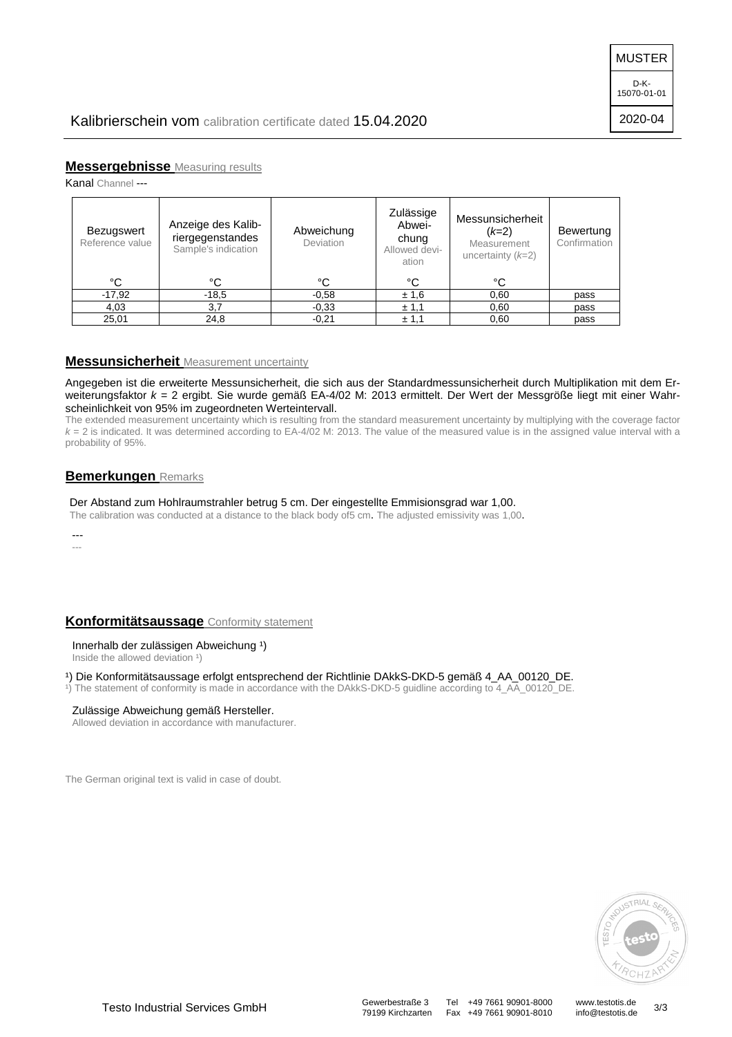MUSTER

D-K-15070-01-01

2020-04

Kalibrierschein vom calibration certificate dated 15.04.2020

## Messergebnisse Measuring results

Kanal Channel ---

| Bezugswert Reference value | Anzeige des Kalibriergegenstandes Sample's indication | Abweichung Deviation | Zulässige Abweichung Allowed deviation | Messunsicherheit ($k$=2) Measurement uncertainty ($k$=2) | Bewertung Confirmation |
|---|---|---|---|---|---|
| °C | °C | °C | °C | °C | |
| -17,92 | -18,5 | -0,58 | ± 1,6 | 0,60 | pass |
| 4,03 | 3,7 | -0,33 | ± 1,1 | 0,60 | pass |
| 25,01 | 24,8 | -0,21 | ± 1,1 | 0,60 | pass |

## Messunsicherheit Measurement uncertainty

Angegeben ist die erweiterte Messunsicherheit, die sich aus der Standardmessunsicherheit durch Multiplikation mit dem Erweiterungsfaktor $k$ = 2 ergibt. Sie wurde gemäß EA-4/02 M: 2013 ermittelt. Der Wert der Messgröße liegt mit einer Wahrscheinlichkeit von 95% im zugeordneten Werteintervall.

The extended measurement uncertainty which is resulting from the standard measurement uncertainty by multiplying with the coverage factor $k$ = 2 is indicated. It was determined according to EA-4/02 M: 2013. The value of the measured value is in the assigned value interval with a probability of 95%.

## Bemerkungen Remarks

Der Abstand zum Hohlraumstrahler betrug 5 cm. Der eingestellte Emmisionsgrad war 1,00.

The calibration was conducted at a distance to the black body of5 cm. The adjusted emissivity was 1,00.

---

---

## Konformitätsaussage Conformity statement

Innerhalb der zulässigen Abweichung [1])

Inside the allowed deviation [1])

[1]) Die Konformitätsaussage erfolgt entsprechend der Richtlinie DAkkS-DKD-5 gemäß 4_AA_00120_DE.

[1]) The statement of conformity is made in accordance with the DAkkS-DKD-5 guidline according to 4_AA_00120_DE.

Zulässige Abweichung gemäß Hersteller.

Allowed deviation in accordance with manufacturer.

The German original text is valid in case of doubt.

Testo Industrial Services GmbH

Gewerbestraße 3
79199 Kirchzarten

Tel +49 7661 90901-8000
Fax +49 7661 90901-8010

www.testotis.de
info@testotis.de